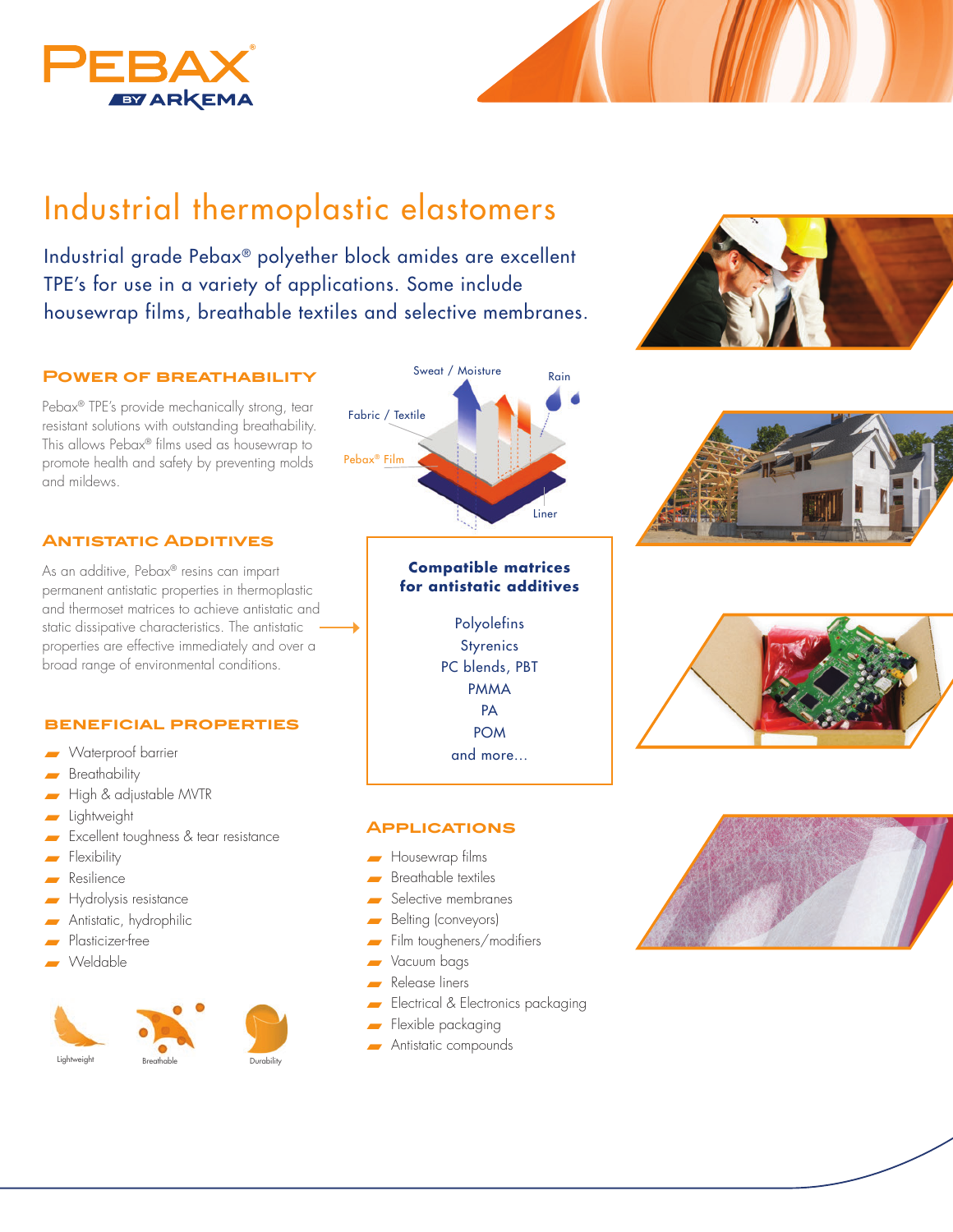PEBAX® BY ARKEMA

# Industrial thermoplastic elastomers

Industrial grade Pebax® polyether block amides are excellent TPE's for use in a variety of applications. Some include housewrap films, breathable textiles and selective membranes.

## Power of Breathability

Pebax® TPE's provide mechanically strong, tear resistant solutions with outstanding breathability. This allows Pebax® films used as housewrap to promote health and safety by preventing molds and mildews.

Sweat / Moisture
Rain
Fabric / Textile
Pebax® Film
Liner

## Antistatic Additives

As an additive, Pebax® resins can impart permanent antistatic properties in thermoplastic and thermoset matrices to achieve antistatic and static dissipative characteristics. The antistatic properties are effective immediately and over a broad range of environmental conditions.

**Compatible matrices for antistatic additives**

Polyolefins
Styrenics
PC blends, PBT
PMMA
PA
POM
and more...

## Beneficial Properties

- Waterproof barrier
- Breathability
- High & adjustable MVTR
- Lightweight
- Excellent toughness & tear resistance
- Flexibility
- Resilience
- Hydrolysis resistance
- Antistatic, hydrophilic
- Plasticizer-free
- Weldable

Lightweight
Breathable
Durability

## Applications

- Housewrap films
- Breathable textiles
- Selective membranes
- Belting (conveyors)
- Film tougheners/modifiers
- Vacuum bags
- Release liners
- Electrical & Electronics packaging
- Flexible packaging
- Antistatic compounds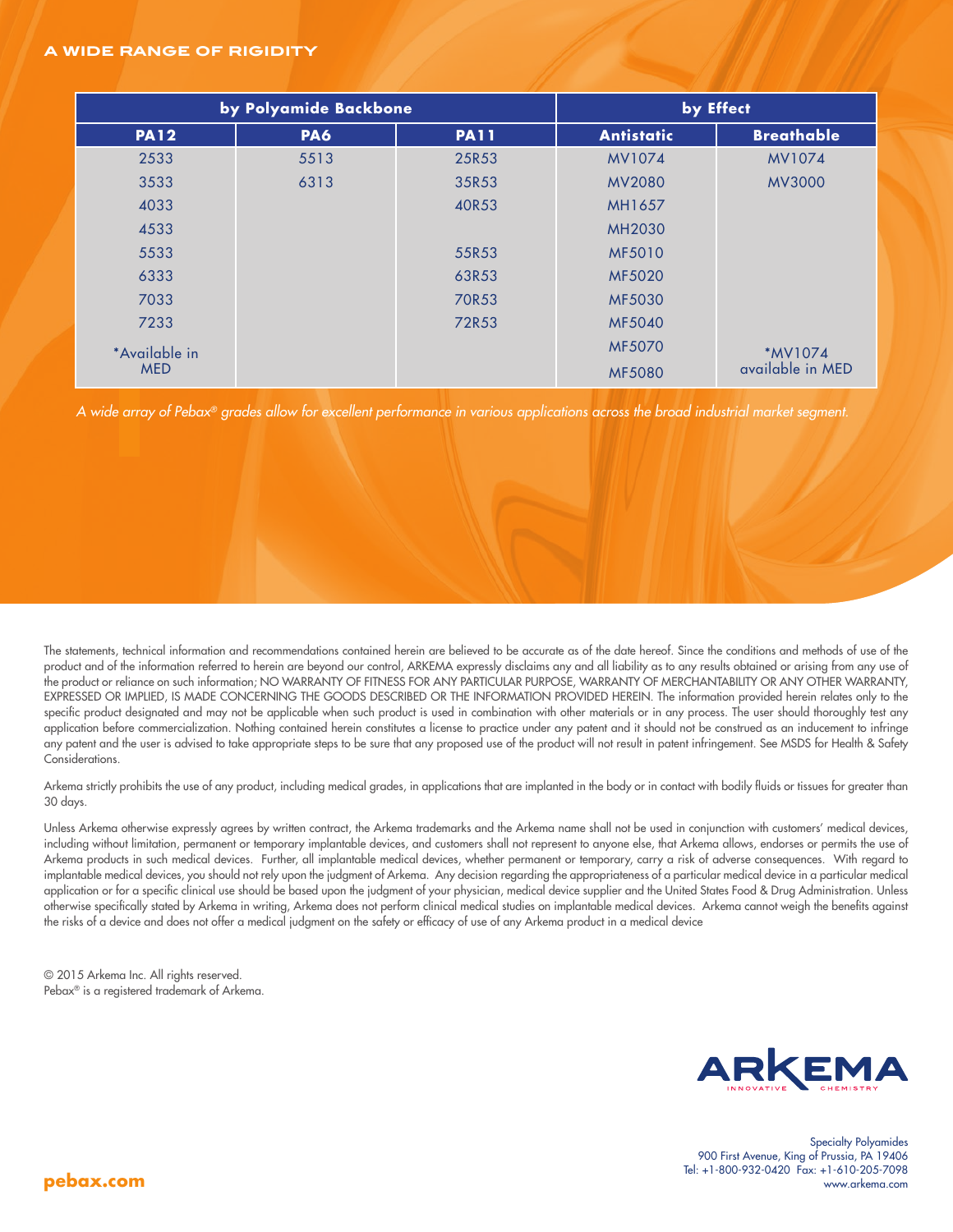## A WIDE RANGE OF RIGIDITY

| by Polyamide Backbone | | | by Effect | |
|---|---|---|---|---|
| **PA12** | **PA6** | **PA11** | **Antistatic** | **Breathable** |
| 2533 | 5513 | 25R53 | MV1074 | MV1074 |
| 3533 | 6313 | 35R53 | MV2080 | MV3000 |
| 4033 | | 40R53 | MH1657 | |
| 4533 | | | MH2030 | |
| 5533 | | 55R53 | MF5010 | |
| 6333 | | 63R53 | MF5020 | |
| 7033 | | 70R53 | MF5030 | |
| 7233 | | 72R53 | MF5040 | |
| *Available in MED | | | MF5070 MF5080 | *MV1074 available in MED |

*A wide array of Pebax® grades allow for excellent performance in various applications across the broad industrial market segment.*

The statements, technical information and recommendations contained herein are believed to be accurate as of the date hereof. Since the conditions and methods of use of the product and of the information referred to herein are beyond our control, ARKEMA expressly disclaims any and all liability as to any results obtained or arising from any use of the product or reliance on such information; NO WARRANTY OF FITNESS FOR ANY PARTICULAR PURPOSE, WARRANTY OF MERCHANTABILITY OR ANY OTHER WARRANTY, EXPRESSED OR IMPLIED, IS MADE CONCERNING THE GOODS DESCRIBED OR THE INFORMATION PROVIDED HEREIN. The information provided herein relates only to the specific product designated and may not be applicable when such product is used in combination with other materials or in any process. The user should thoroughly test any application before commercialization. Nothing contained herein constitutes a license to practice under any patent and it should not be construed as an inducement to infringe any patent and the user is advised to take appropriate steps to be sure that any proposed use of the product will not result in patent infringement. See MSDS for Health & Safety Considerations.

Arkema strictly prohibits the use of any product, including medical grades, in applications that are implanted in the body or in contact with bodily fluids or tissues for greater than 30 days.

Unless Arkema otherwise expressly agrees by written contract, the Arkema trademarks and the Arkema name shall not be used in conjunction with customers' medical devices, including without limitation, permanent or temporary implantable devices, and customers shall not represent to anyone else, that Arkema allows, endorses or permits the use of Arkema products in such medical devices. Further, all implantable medical devices, whether permanent or temporary, carry a risk of adverse consequences. With regard to implantable medical devices, you should not rely upon the judgment of Arkema. Any decision regarding the appropriateness of a particular medical device in a particular medical application or for a specific clinical use should be based upon the judgment of your physician, medical device supplier and the United States Food & Drug Administration. Unless otherwise specifically stated by Arkema in writing, Arkema does not perform clinical medical studies on implantable medical devices. Arkema cannot weigh the benefits against the risks of a device and does not offer a medical judgment on the safety or efficacy of use of any Arkema product in a medical device

© 2015 Arkema Inc. All rights reserved.
Pebax® is a registered trademark of Arkema.

ARKEMA
INNOVATIVE CHEMISTRY

Specialty Polyamides
900 First Avenue, King of Prussia, PA 19406
Tel: +1-800-932-0420 Fax: +1-610-205-7098
www.arkema.com

**pebax.com**